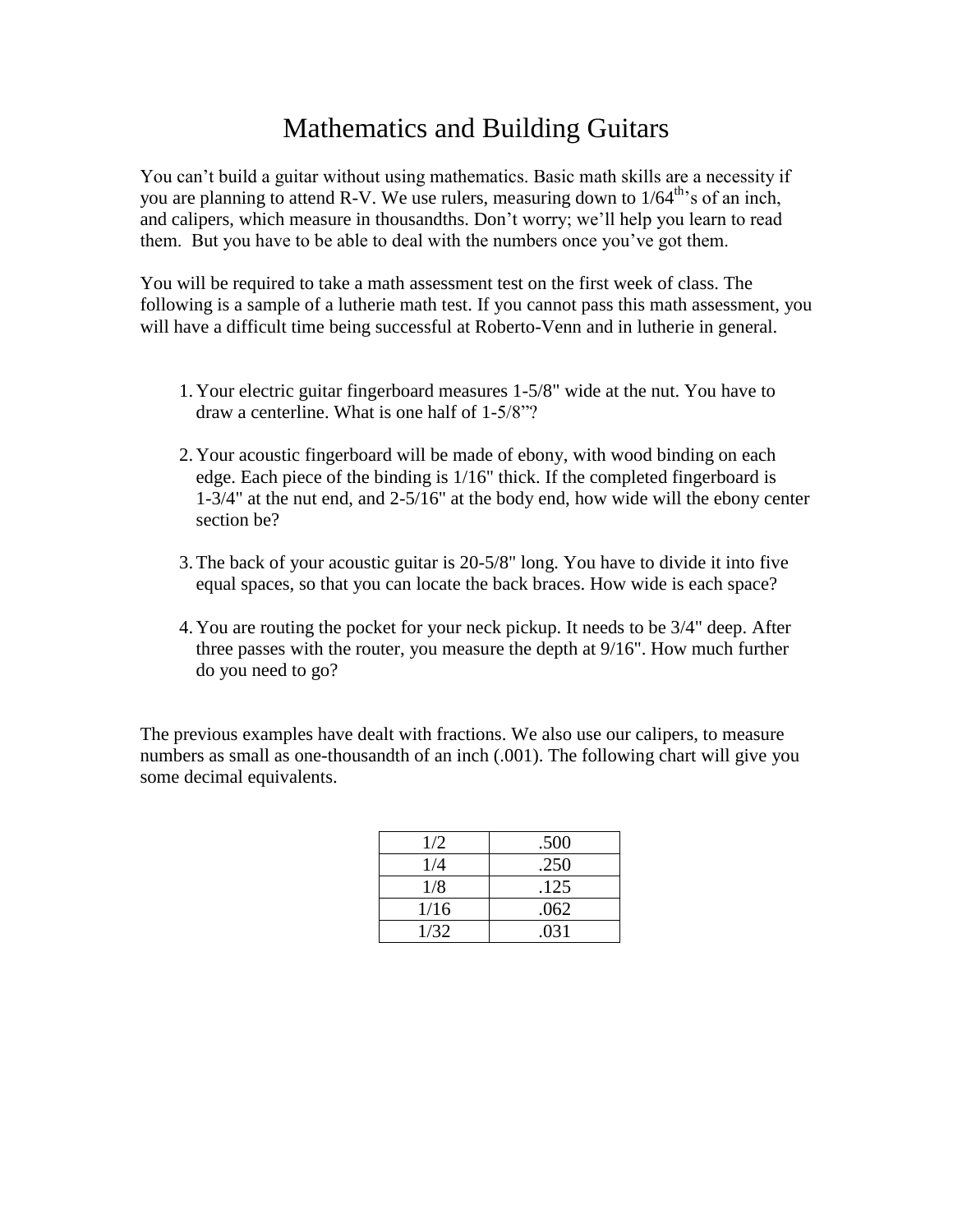# Mathematics and Building Guitars

You can't build a guitar without using mathematics. Basic math skills are a necessity if you are planning to attend R-V. We use rulers, measuring down to 1/64$^{th}$'s of an inch, and calipers, which measure in thousandths. Don't worry; we'll help you learn to read them. But you have to be able to deal with the numbers once you've got them.

You will be required to take a math assessment test on the first week of class. The following is a sample of a lutherie math test. If you cannot pass this math assessment, you will have a difficult time being successful at Roberto-Venn and in lutherie in general.

1. Your electric guitar fingerboard measures 1-5/8" wide at the nut. You have to draw a centerline. What is one half of 1-5/8"?

2. Your acoustic fingerboard will be made of ebony, with wood binding on each edge. Each piece of the binding is 1/16" thick. If the completed fingerboard is 1-3/4" at the nut end, and 2-5/16" at the body end, how wide will the ebony center section be?

3. The back of your acoustic guitar is 20-5/8" long. You have to divide it into five equal spaces, so that you can locate the back braces. How wide is each space?

4. You are routing the pocket for your neck pickup. It needs to be 3/4" deep. After three passes with the router, you measure the depth at 9/16". How much further do you need to go?

The previous examples have dealt with fractions. We also use our calipers, to measure numbers as small as one-thousandth of an inch (.001). The following chart will give you some decimal equivalents.

| | |
|---|---|
| 1/2 | .500 |
| 1/4 | .250 |
| 1/8 | .125 |
| 1/16 | .062 |
| 1/32 | .031 |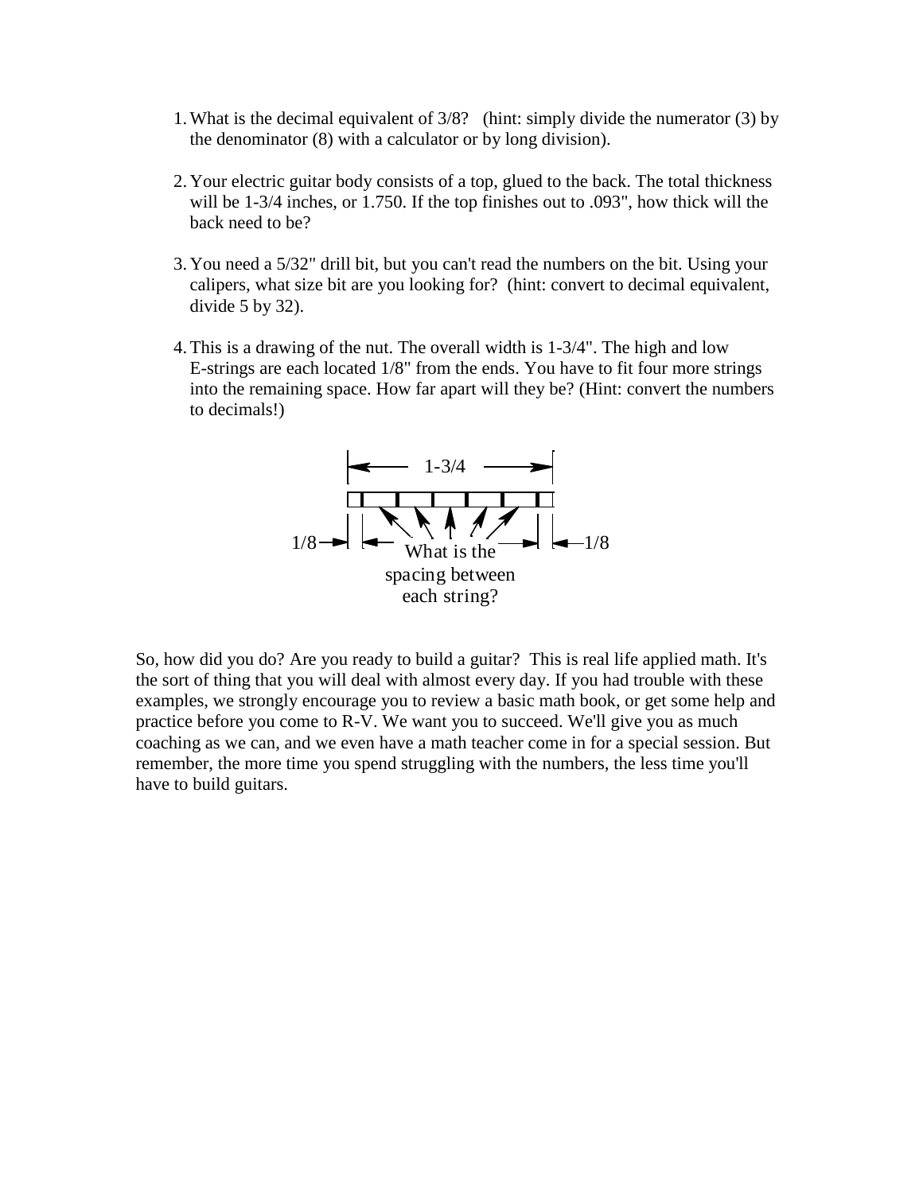1. What is the decimal equivalent of 3/8? (hint: simply divide the numerator (3) by the denominator (8) with a calculator or by long division).

2. Your electric guitar body consists of a top, glued to the back. The total thickness will be 1-3/4 inches, or 1.750. If the top finishes out to .093", how thick will the back need to be?

3. You need a 5/32" drill bit, but you can't read the numbers on the bit. Using your calipers, what size bit are you looking for? (hint: convert to decimal equivalent, divide 5 by 32).

4. This is a drawing of the nut. The overall width is 1-3/4". The high and low E-strings are each located 1/8" from the ends. You have to fit four more strings into the remaining space. How far apart will they be? (Hint: convert the numbers to decimals!)

1-3/4

1/8

What is the spacing between each string?

1/8

So, how did you do? Are you ready to build a guitar? This is real life applied math. It's the sort of thing that you will deal with almost every day. If you had trouble with these examples, we strongly encourage you to review a basic math book, or get some help and practice before you come to R-V. We want you to succeed. We'll give you as much coaching as we can, and we even have a math teacher come in for a special session. But remember, the more time you spend struggling with the numbers, the less time you'll have to build guitars.